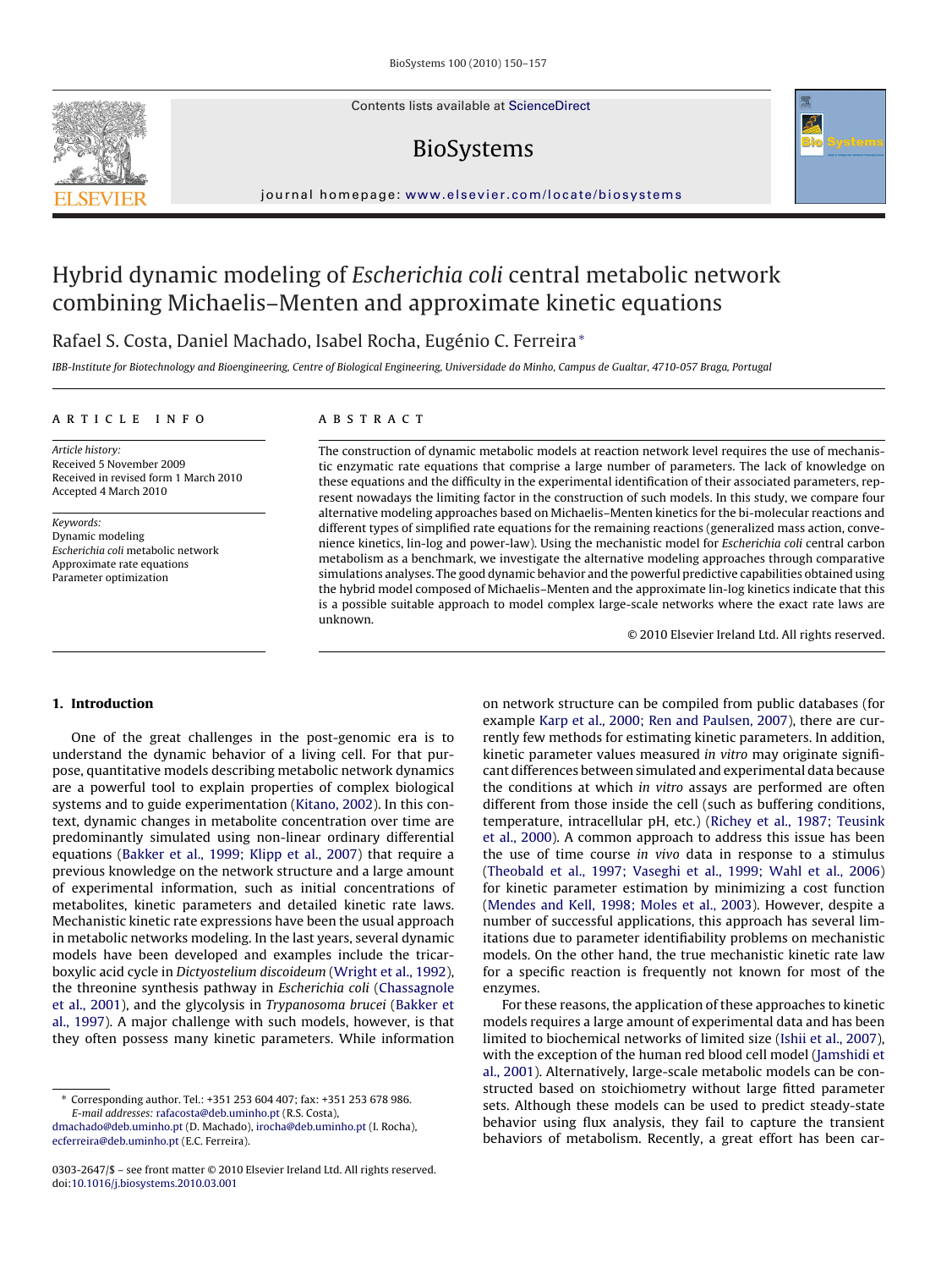# Hybrid dynamic modeling of *Escherichia coli* central metabolic network combining Michaelis–Menten and approximate kinetic equations

Rafael S. Costa, Daniel Machado, Isabel Rocha, Eugénio C. Ferreira*

*IBB-Institute for Biotechnology and Bioengineering, Centre of Biological Engineering, Universidade do Minho, Campus de Gualtar, 4710-057 Braga, Portugal*

**ARTICLE INFO**

*Article history:*
Received 5 November 2009
Received in revised form 1 March 2010
Accepted 4 March 2010

*Keywords:*
Dynamic modeling
*Escherichia coli* metabolic network
Approximate rate equations
Parameter optimization

**ABSTRACT**

The construction of dynamic metabolic models at reaction network level requires the use of mechanistic enzymatic rate equations that comprise a large number of parameters. The lack of knowledge on these equations and the difficulty in the experimental identification of their associated parameters, represent nowadays the limiting factor in the construction of such models. In this study, we compare four alternative modeling approaches based on Michaelis–Menten kinetics for the bi-molecular reactions and different types of simplified rate equations for the remaining reactions (generalized mass action, convenience kinetics, lin-log and power-law). Using the mechanistic model for *Escherichia coli* central carbon metabolism as a benchmark, we investigate the alternative modeling approaches through comparative simulations analyses. The good dynamic behavior and the powerful predictive capabilities obtained using the hybrid model composed of Michaelis–Menten and the approximate lin-log kinetics indicate that this is a possible suitable approach to model complex large-scale networks where the exact rate laws are unknown.

© 2010 Elsevier Ireland Ltd. All rights reserved.

## 1. Introduction

One of the great challenges in the post-genomic era is to understand the dynamic behavior of a living cell. For that purpose, quantitative models describing metabolic network dynamics are a powerful tool to explain properties of complex biological systems and to guide experimentation (Kitano, 2002). In this context, dynamic changes in metabolite concentration over time are predominantly simulated using non-linear ordinary differential equations (Bakker et al., 1999; Klipp et al., 2007) that require a previous knowledge on the network structure and a large amount of experimental information, such as initial concentrations of metabolites, kinetic parameters and detailed kinetic rate laws. Mechanistic kinetic rate expressions have been the usual approach in metabolic networks modeling. In the last years, several dynamic models have been developed and examples include the tricarboxylic acid cycle in *Dictyostelium discoideum* (Wright et al., 1992), the threonine synthesis pathway in *Escherichia coli* (Chassagnole et al., 2001), and the glycolysis in *Trypanosoma brucei* (Bakker et al., 1997). A major challenge with such models, however, is that they often possess many kinetic parameters. While information on network structure can be compiled from public databases (for example Karp et al., 2000; Ren and Paulsen, 2007), there are currently few methods for estimating kinetic parameters. In addition, kinetic parameter values measured *in vitro* may originate significant differences between simulated and experimental data because the conditions at which *in vitro* assays are performed are often different from those inside the cell (such as buffering conditions, temperature, intracellular pH, etc.) (Richey et al., 1987; Teusink et al., 2000). A common approach to address this issue has been the use of time course *in vivo* data in response to a stimulus (Theobald et al., 1997; Vaseghi et al., 1999; Wahl et al., 2006) for kinetic parameter estimation by minimizing a cost function (Mendes and Kell, 1998; Moles et al., 2003). However, despite a number of successful applications, this approach has several limitations due to parameter identifiability problems on mechanistic models. On the other hand, the true mechanistic kinetic rate law for a specific reaction is frequently not known for most of the enzymes.

For these reasons, the application of these approaches to kinetic models requires a large amount of experimental data and has been limited to biochemical networks of limited size (Ishii et al., 2007), with the exception of the human red blood cell model (Jamshidi et al., 2001). Alternatively, large-scale metabolic models can be constructed based on stoichiometry without large fitted parameter sets. Although these models can be used to predict steady-state behavior using flux analysis, they fail to capture the transient behaviors of metabolism. Recently, a great effort has been car-

* Corresponding author. Tel.: +351 253 604 407; fax: +351 253 678 986.
*E-mail addresses:* rafacosta@deb.uminho.pt (R.S. Costa), dmachado@deb.uminho.pt (D. Machado), irocha@deb.uminho.pt (I. Rocha), ecferreira@deb.uminho.pt (E.C. Ferreira).

0303-2647/$ – see front matter © 2010 Elsevier Ireland Ltd. All rights reserved.
doi:10.1016/j.biosystems.2010.03.001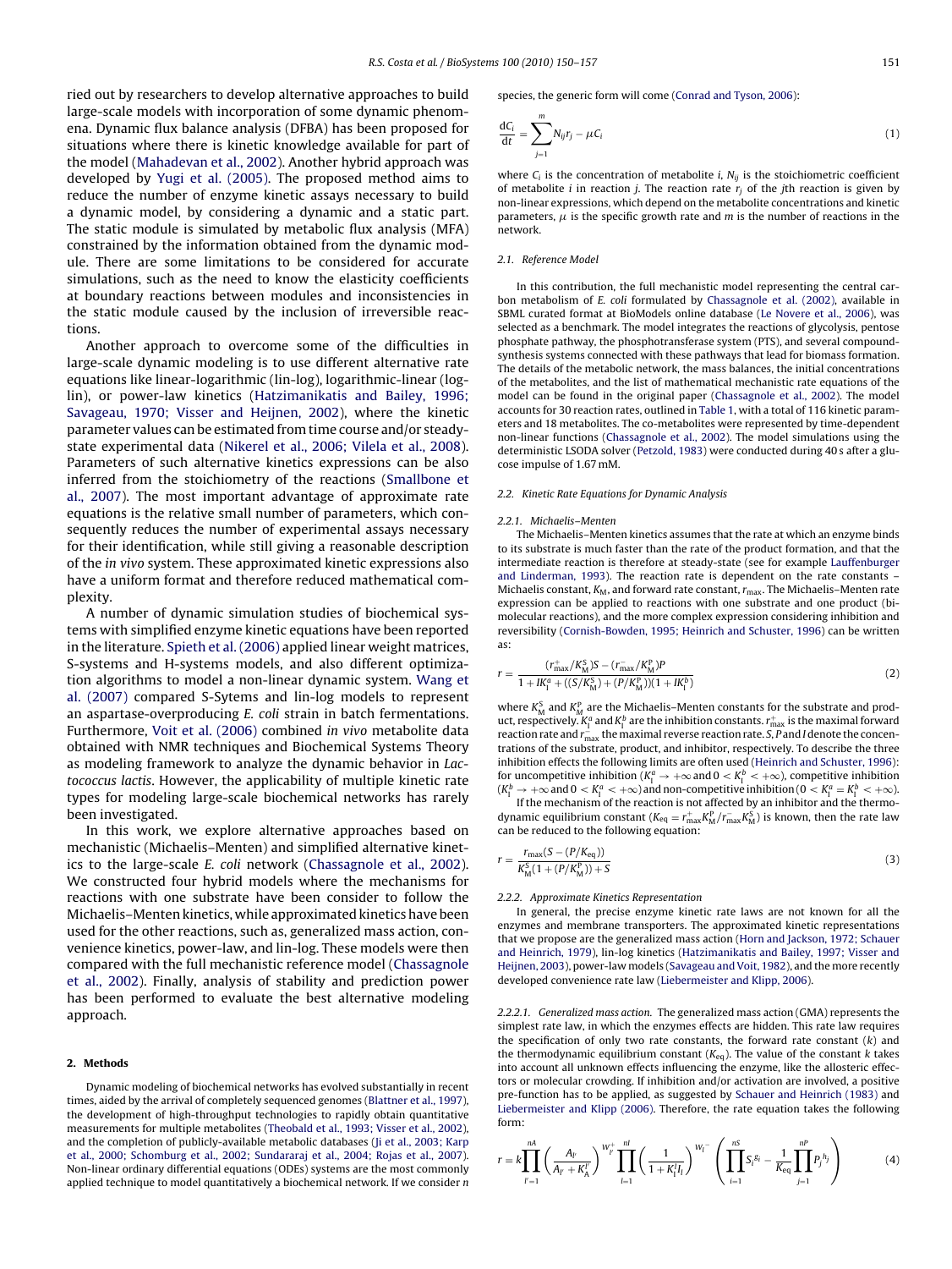ried out by researchers to develop alternative approaches to build large-scale models with incorporation of some dynamic phenomena. Dynamic flux balance analysis (DFBA) has been proposed for situations where there is kinetic knowledge available for part of the model (Mahadevan et al., 2002). Another hybrid approach was developed by Yugi et al. (2005). The proposed method aims to reduce the number of enzyme kinetic assays necessary to build a dynamic model, by considering a dynamic and a static part. The static module is simulated by metabolic flux analysis (MFA) constrained by the information obtained from the dynamic module. There are some limitations to be considered for accurate simulations, such as the need to know the elasticity coefficients at boundary reactions between modules and inconsistencies in the static module caused by the inclusion of irreversible reactions.

Another approach to overcome some of the difficulties in large-scale dynamic modeling is to use different alternative rate equations like linear-logarithmic (lin-log), logarithmic-linear (log-lin), or power-law kinetics (Hatzimanikatis and Bailey, 1996; Savageau, 1970; Visser and Heijnen, 2002), where the kinetic parameter values can be estimated from time course and/or steady-state experimental data (Nikerel et al., 2006; Vilela et al., 2008). Parameters of such alternative kinetics expressions can be also inferred from the stoichiometry of the reactions (Smallbone et al., 2007). The most important advantage of approximate rate equations is the relative small number of parameters, which consequently reduces the number of experimental assays necessary for their identification, while still giving a reasonable description of the *in vivo* system. These approximated kinetic expressions also have a uniform format and therefore reduced mathematical complexity.

A number of dynamic simulation studies of biochemical systems with simplified enzyme kinetic equations have been reported in the literature. Spieth et al. (2006) applied linear weight matrices, S-systems and H-systems models, and also different optimization algorithms to model a non-linear dynamic system. Wang et al. (2007) compared S-Sytems and lin-log models to represent an aspartase-overproducing *E. coli* strain in batch fermentations. Furthermore, Voit et al. (2006) combined *in vivo* metabolite data obtained with NMR techniques and Biochemical Systems Theory as modeling framework to analyze the dynamic behavior in *Lactococcus lactis*. However, the applicability of multiple kinetic rate types for modeling large-scale biochemical networks has rarely been investigated.

In this work, we explore alternative approaches based on mechanistic (Michaelis–Menten) and simplified alternative kinetics to the large-scale *E. coli* network (Chassagnole et al., 2002). We constructed four hybrid models where the mechanisms for reactions with one substrate have been consider to follow the Michaelis–Menten kinetics, while approximated kinetics have been used for the other reactions, such as, generalized mass action, convenience kinetics, power-law, and lin-log. These models were then compared with the full mechanistic reference model (Chassagnole et al., 2002). Finally, analysis of stability and prediction power has been performed to evaluate the best alternative modeling approach.

## 2. Methods

Dynamic modeling of biochemical networks has evolved substantially in recent times, aided by the arrival of completely sequenced genomes (Blattner et al., 1997), the development of high-throughput technologies to rapidly obtain quantitative measurements for multiple metabolites (Theobald et al., 1993; Visser et al., 2002), and the completion of publicly-available metabolic databases (Ji et al., 2003; Karp et al., 2000; Schomburg et al., 2002; Sundararaj et al., 2004; Rojas et al., 2007). Non-linear ordinary differential equations (ODEs) systems are the most commonly applied technique to model quantitatively a biochemical network. If we consider $n$ species, the generic form will come (Conrad and Tyson, 2006):

$$\frac{dC_i}{dt} = \sum_{j=1}^{m} N_{ij} r_j - \mu C_i \tag{1}$$

where $C_i$ is the concentration of metabolite $i$, $N_{ij}$ is the stoichiometric coefficient of metabolite $i$ in reaction $j$. The reaction rate $r_j$ of the $j$th reaction is given by non-linear expressions, which depend on the metabolite concentrations and kinetic parameters, $\mu$ is the specific growth rate and $m$ is the number of reactions in the network.

### 2.1. Reference Model

In this contribution, the full mechanistic model representing the central carbon metabolism of *E. coli* formulated by Chassagnole et al. (2002), available in SBML curated format at BioModels online database (Le Novere et al., 2006), was selected as a benchmark. The model integrates the reactions of glycolysis, pentose phosphate pathway, the phosphotransferase system (PTS), and several compound-synthesis systems connected with these pathways that lead for biomass formation. The details of the metabolic network, the mass balances, the initial concentrations of the metabolites, and the list of mathematical mechanistic rate equations of the model can be found in the original paper (Chassagnole et al., 2002). The model accounts for 30 reaction rates, outlined in Table 1, with a total of 116 kinetic parameters and 18 metabolites. The co-metabolites were represented by time-dependent non-linear functions (Chassagnole et al., 2002). The model simulations using the deterministic LSODA solver (Petzold, 1983) were conducted during 40 s after a glucose impulse of 1.67 mM.

### 2.2. Kinetic Rate Equations for Dynamic Analysis

#### 2.2.1. Michaelis–Menten

The Michaelis–Menten kinetics assumes that the rate at which an enzyme binds to its substrate is much faster than the rate of the product formation, and that the intermediate reaction is therefore at steady-state (see for example Lauffenburger and Linderman, 1993). The reaction rate is dependent on the rate constants – Michaelis constant, $K_M$, and forward rate constant, $r_{max}$. The Michaelis–Menten rate expression can be applied to reactions with one substrate and one product (bi-molecular reactions), and the more complex expression considering inhibition and reversibility (Cornish-Bowden, 1995; Heinrich and Schuster, 1996) can be written as:

$$r = \frac{(r_{max}^{+}/K_M^S)S - (r_{max}^{-}/K_M^P)P}{1 + IK_I^a + ((S/K_M^S) + (P/K_M^P))(1 + IK_I^b)} \tag{2}$$

where $K_M^S$ and $K_M^P$ are the Michaelis–Menten constants for the substrate and product, respectively. $K_I^a$ and $K_I^b$ are the inhibition constants. $r_{max}^{+}$ is the maximal forward reaction rate and $r_{max}^{-}$ the maximal reverse reaction rate. $S$, $P$ and $I$ denote the concentrations of the substrate, product, and inhibitor, respectively. To describe the three inhibition effects the following limits are often used (Heinrich and Schuster, 1996): for uncompetitive inhibition ($K_I^a \to +\infty$ and $0 < K_I^b < +\infty$), competitive inhibition ($K_I^b \to +\infty$ and $0 < K_I^a < +\infty$) and non-competitive inhibition ($0 < K_I^a = K_I^b < +\infty$).

If the mechanism of the reaction is not affected by an inhibitor and the thermodynamic equilibrium constant ($K_{eq} = r_{max}^{+} K_M^P / r_{max}^{-} K_M^S$) is known, then the rate law can be reduced to the following equation:

$$r = \frac{r_{max}(S - (P/K_{eq}))}{K_M^S(1 + (P/K_M^P)) + S} \tag{3}$$

#### 2.2.2. Approximate Kinetics Representation

In general, the precise enzyme kinetic rate laws are not known for all the enzymes and membrane transporters. The approximated kinetic representations that we propose are the generalized mass action (Horn and Jackson, 1972; Schauer and Heinrich, 1979), lin-log kinetics (Hatzimanikatis and Bailey, 1997; Visser and Heijnen, 2003), power-law models (Savageau and Voit, 1982), and the more recently developed convenience rate law (Liebermeister and Klipp, 2006).

##### 2.2.2.1. Generalized mass action.

The generalized mass action (GMA) represents the simplest rate law, in which the enzymes effects are hidden. This rate law requires the specification of only two rate constants, the forward rate constant ($k$) and the thermodynamic equilibrium constant ($K_{eq}$). The value of the constant $k$ takes into account all unknown effects influencing the enzyme, like the allosteric effectors or molecular crowding. If inhibition and/or activation are involved, a positive pre-function has to be applied, as suggested by Schauer and Heinrich (1983) and Liebermeister and Klipp (2006). Therefore, the rate equation takes the following form:

$$r = k\prod_{l'=1}^{nA}\left(\frac{A_{l'}}{A_{l'} + K_A^{l'}}\right)^{W_{l'}^{+}}\prod_{l=1}^{nI}\left(\frac{1}{1 + K_I^l I_l}\right)^{W_l^{-}}\left(\prod_{i=1}^{nS} S_i^{g_i} - \frac{1}{K_{eq}}\prod_{j=1}^{nP} P_j^{h_j}\right) \tag{4}$$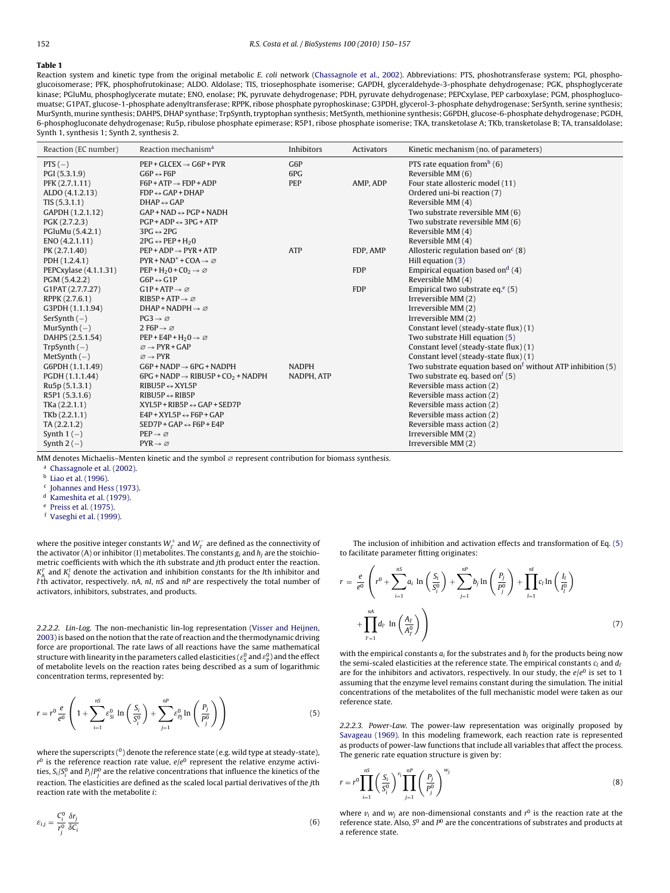**Table 1**

Reaction system and kinetic type from the original metabolic *E. coli* network (Chassagnole et al., 2002). Abbreviations: PTS, phoshotransferase system; PGI, phosphoglucoisomerase; PFK, phosphofrutokinase; ALDO. Aldolase; TIS, triosephosphate isomerise; GAPDH, glyceraldehyde-3-phosphate dehydrogenase; PGK, phsphoglycerate kinase; PGluMu, phosphoglycerate mutate; ENO, enolase; PK, pyruvate dehydrogenase; PDH, pyruvate dehydrogenase; PEPCxylase, PEP carboxylase; PGM, phosphoglucomuatse; G1PAT, glucose-1-phosphate adenyltransferase; RPPK, ribose phosphate pyrophoskinase; G3PDH, glycerol-3-phosphate dehydrogenase; SerSynth, serine synthesis; MurSynth, murine synthesis; DAHPS, DHAP synthase; TrpSynth, tryptophan synthesis; MetSynth, methionine synthesis; G6PDH, glucose-6-phosphate dehydrogenase; PGDH, 6-phosphogluconate dehydrogenase; Ru5p, ribulose phosphate epimerase; R5P1, ribose phosphate isomerise; TKA, transketolase A; TKb, transketolase B; TA, transaldolase; Synth 1, synthesis 1; Synth 2, synthesis 2.

| Reaction (EC number) | Reaction mechanism[a] | Inhibitors | Activators | Kinetic mechanism (no. of parameters) |
|---|---|---|---|---|
| PTS (−) | PEP + GLCEX → G6P + PYR | G6P | | PTS rate equation from[b] (6) |
| PGI (5.3.1.9) | G6P ↔ F6P | 6PG | | Reversible MM (6) |
| PFK (2.7.1.11) | F6P + ATP → FDP + ADP | PEP | AMP, ADP | Four state allosteric model (11) |
| ALDO (4.1.2.13) | FDP ↔ GAP + DHAP | | | Ordered uni-bi reaction (7) |
| TIS (5.3.1.1) | DHAP ↔ GAP | | | Reversible MM (4) |
| GAPDH (1.2.1.12) | GAP + NAD ↔ PGP + NADH | | | Two substrate reversible MM (6) |
| PGK (2.7.2.3) | PGP + ADP ↔ 3PG + ATP | | | Two substrate reversible MM (6) |
| PGluMu (5.4.2.1) | 3PG ↔ 2PG | | | Reversible MM (4) |
| ENO (4.2.1.11) | 2PG ↔ PEP + $H_2$0 | | | Reversible MM (4) |
| PK (2.7.1.40) | PEP + ADP → PYR + ATP | ATP | FDP, AMP | Allosteric regulation based on[c] (8) |
| PDH (1.2.4.1) | PYR + $NAD^+$ + COA → ∅ | | | Hill equation (3) |
| PEPCxylase (4.1.1.31) | PEP + $H_2$0 + $C0_2$ → ∅ | | FDP | Empirical equation based on[d] (4) |
| PGM (5.4.2.2) | G6P ↔ G1P | | | Reversible MM (4) |
| G1PAT (2.7.7.27) | G1P + ATP → ∅ | | FDP | Empirical two substrate eq.[e] (5) |
| RPPK (2.7.6.1) | RIB5P + ATP → ∅ | | | Irreversible MM (2) |
| G3PDH (1.1.1.94) | DHAP + NADPH → ∅ | | | Irreversible MM (2) |
| SerSynth (−) | PG3 → ∅ | | | Irreversible MM (2) |
| MurSynth (−) | 2 F6P → ∅ | | | Constant level (steady-state flux) (1) |
| DAHPS (2.5.1.54) | PEP + E4P + $H_2$0 → ∅ | | | Two substrate Hill equation (5) |
| TrpSynth (−) | ∅ → PYR + GAP | | | Constant level (steady-state flux) (1) |
| MetSynth (−) | ∅ → PYR | | | Constant level (steady-state flux) (1) |
| G6PDH (1.1.1.49) | G6P + NADP → 6PG + NADPH | NADPH | | Two substrate equation based on[f] without ATP inhibition (5) |
| PGDH (1.1.1.44) | 6PG + NADP → RIBU5P + $CO_2$ + NADPH | NADPH, ATP | | Two substrate eq. based on[f] (5) |
| Ru5p (5.1.3.1) | RIBU5P ↔ XYL5P | | | Reversible mass action (2) |
| R5P1 (5.3.1.6) | RIBU5P ↔ RIB5P | | | Reversible mass action (2) |
| TKa (2.2.1.1) | XYL5P + RIB5P ↔ GAP + SED7P | | | Reversible mass action (2) |
| TKb (2.2.1.1) | E4P + XYL5P ↔ F6P + GAP | | | Reversible mass action (2) |
| TA (2.2.1.2) | SED7P + GAP ↔ F6P + E4P | | | Reversible mass action (2) |
| Synth 1 (−) | PEP → ∅ | | | Irreversible MM (2) |
| Synth 2 (−) | PYR → ∅ | | | Irreversible MM (2) |

MM denotes Michaelis–Menten kinetic and the symbol ∅ represent contribution for biomass synthesis.

[a] Chassagnole et al. (2002).
[b] Liao et al. (1996).
[c] Johannes and Hess (1973).
[d] Kameshita et al. (1979).
[e] Preiss et al. (1975).
[f] Vaseghi et al. (1999).

where the positive integer constants $W_{l'}^{+}$ and $W_{l'}^{-}$ are defined as the connectivity of the activator (A) or inhibitor (I) metabolites. The constants $g_i$ and $h_j$ are the stoichiometric coefficients with which the $i$th substrate and $j$th product enter the reaction. $K_A^{l'}$ and $K_I^{l}$ denote the activation and inhibition constants for the $l$th inhibitor and $l'$th activator, respectively. $nA$, $nI$, $nS$ and $nP$ are respectively the total number of activators, inhibitors, substrates, and products.

*2.2.2.2. Lin-Log.* The non-mechanistic lin-log representation (Visser and Heijnen, 2003) is based on the notion that the rate of reaction and the thermodynamic driving force are proportional. The rate laws of all reactions have the same mathematical structure with linearity in the parameters called elasticities ($\varepsilon_S^0$ and $\varepsilon_P^0$) and the effect of metabolite levels on the reaction rates being described as a sum of logarithmic concentration terms, represented by:

$$r = r^0 \frac{e}{e^0}\left(1 + \sum_{i=1}^{nS} \varepsilon_{Si}^0 \ln\left(\frac{S_i}{S_i^0}\right) + \sum_{j=1}^{nP} \varepsilon_{Pj}^0 \ln\left(\frac{P_j}{P_j^0}\right)\right) \tag{5}$$

where the superscripts ($^0$) denote the reference state (e.g. wild type at steady-state), $r^0$ is the reference reaction rate value, $e/e^0$ represent the relative enzyme activities, $S_i/S_i^0$ and $P_j/P_j^0$ are the relative concentrations that influence the kinetic of the reaction. The elasticities are defined as the scaled local partial derivatives of the $j$th reaction rate with the metabolite $i$:

$$\varepsilon_{i,j} = \frac{C_i^0}{r_j^0}\frac{\delta r_j}{\delta C_i} \tag{6}$$

The inclusion of inhibition and activation effects and transformation of Eq. (5) to facilitate parameter fitting originates:

$$r = \frac{e}{e^0}\left(r^0 + \sum_{i=1}^{nS} a_i \ln\left(\frac{S_i}{S_i^0}\right) + \sum_{j=1}^{nP} b_j \ln\left(\frac{P_j}{P_j^0}\right) + \prod_{l=1}^{nI} c_l \ln\left(\frac{I_l}{I_l^0}\right) + \prod_{l'=1}^{nA} d_{l'} \ln\left(\frac{A_{l'}}{A_{l'}^0}\right)\right) \tag{7}$$

with the empirical constants $a_i$ for the substrates and $b_j$ for the products being now the semi-scaled elasticities at the reference state. The empirical constants $c_l$ and $d_{l'}$ are for the inhibitors and activators, respectively. In our study, the $e/e^0$ is set to 1 assuming that the enzyme level remains constant during the simulation. The initial concentrations of the metabolites of the full mechanistic model were taken as our reference state.

*2.2.2.3. Power-Law.* The power-law representation was originally proposed by Savageau (1969). In this modeling framework, each reaction rate is represented as products of power-law functions that include all variables that affect the process. The generic rate equation structure is given by:

$$r = r^0 \prod_{i=1}^{nS}\left(\frac{S_i}{S_i^0}\right)^{v_i} \prod_{j=1}^{nP}\left(\frac{P_j}{P_j^0}\right)^{w_j} \tag{8}$$

where $v_i$ and $w_j$ are non-dimensional constants and $r^0$ is the reaction rate at the reference state. Also, $S^0$ and $P^0$ are the concentrations of substrates and products at a reference state.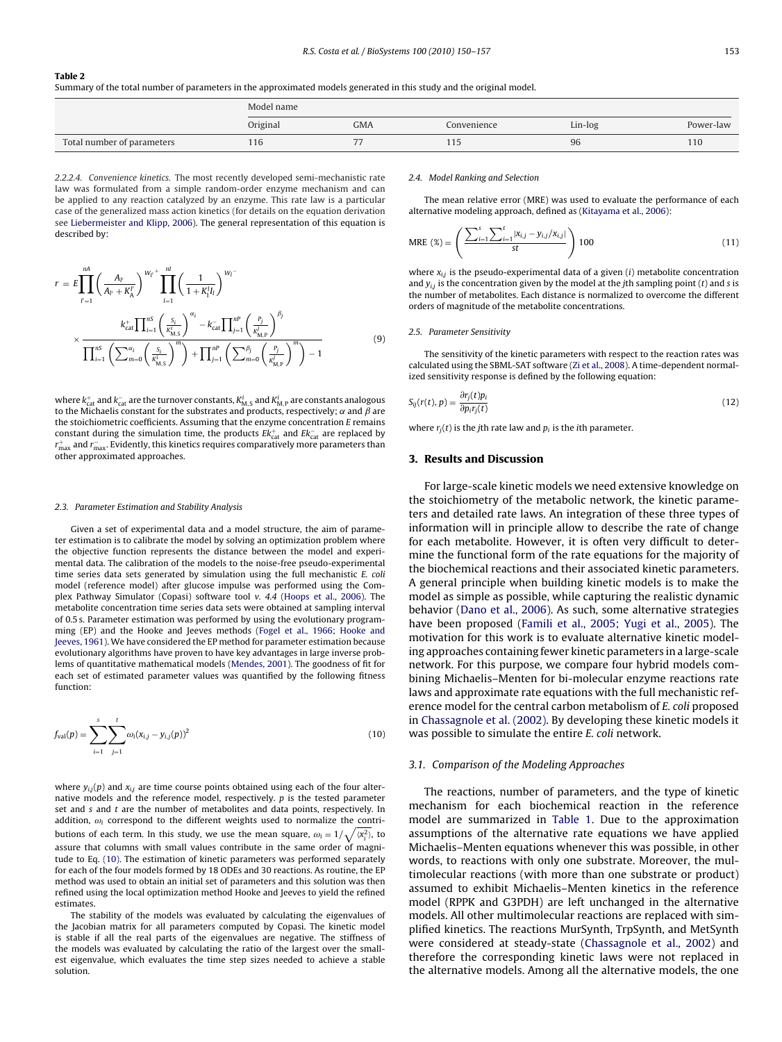**Table 2**
Summary of the total number of parameters in the approximated models generated in this study and the original model.

| | Model name | | | | |
|---|---|---|---|---|---|
| | Original | GMA | Convenience | Lin-log | Power-law |
| Total number of parameters | 116 | 77 | 115 | 96 | 110 |

*2.2.2.4. Convenience kinetics.* The most recently developed semi-mechanistic rate law was formulated from a simple random-order enzyme mechanism and can be applied to any reaction catalyzed by an enzyme. This rate law is a particular case of the generalized mass action kinetics (for details on the equation derivation see Liebermeister and Klipp, 2006). The general representation of this equation is described by:

$$r = E\prod_{l'=1}^{nA}\left(\frac{A_{l'}}{A_{l'}+K_A^{l'}}\right)^{W_{l'}^{+}}\prod_{l=1}^{nI}\left(\frac{1}{1+K_I^l I_l}\right)^{W_l^{-}} \times \frac{k_{cat}^{+}\prod_{i=1}^{nS}\left(\frac{S_i}{K_{M,S}^{i}}\right)^{\alpha_i} - k_{cat}^{-}\prod_{j=1}^{nP}\left(\frac{P_j}{K_{M,P}^{j}}\right)^{\beta_j}}{\prod_{i=1}^{nS}\left(\sum_{m=0}^{\alpha_i}\left(\frac{S_i}{K_{M,S}^{i}}\right)^{m}\right)+\prod_{j=1}^{nP}\left(\sum_{m=0}^{\beta_j}\left(\frac{P_j}{K_{M,P}^{j}}\right)^{m}\right)-1} \quad (9)$$

where $k_{cat}^{+}$ and $k_{cat}^{-}$ are the turnover constants, $K_{M,S}^{i}$ and $K_{M,P}^{i}$ are constants analogous to the Michaelis constant for the substrates and products, respectively; $\alpha$ and $\beta$ are the stoichiometric coefficients. Assuming that the enzyme concentration $E$ remains constant during the simulation time, the products $Ek_{cat}^{+}$ and $Ek_{cat}^{-}$ are replaced by $r_{max}^{+}$ and $r_{max}^{-}$. Evidently, this kinetics requires comparatively more parameters than other approximated approaches.

### 2.3. Parameter Estimation and Stability Analysis

Given a set of experimental data and a model structure, the aim of parameter estimation is to calibrate the model by solving an optimization problem where the objective function represents the distance between the model and experimental data. The calibration of the models to the noise-free pseudo-experimental time series data sets generated by simulation using the full mechanistic *E. coli* model (reference model) after glucose impulse was performed using the Complex Pathway Simulator (Copasi) software tool *v. 4.4* (Hoops et al., 2006). The metabolite concentration time series data sets were obtained at sampling interval of 0.5 s. Parameter estimation was performed by using the evolutionary programming (EP) and the Hooke and Jeeves methods (Fogel et al., 1966; Hooke and Jeeves, 1961). We have considered the EP method for parameter estimation because evolutionary algorithms have proven to have key advantages in large inverse problems of quantitative mathematical models (Mendes, 2001). The goodness of fit for each set of estimated parameter values was quantified by the following fitness function:

$$f_{val}(p) = \sum_{i=1}^{s}\sum_{j=1}^{t}\omega_i(x_{i,j}-y_{i,j}(p))^2 \quad (10)$$

where $y_{i,j}(p)$ and $x_{i,j}$ are time course points obtained using each of the four alternative models and the reference model, respectively. $p$ is the tested parameter set and $s$ and $t$ are the number of metabolites and data points, respectively. In addition, $\omega_i$ correspond to the different weights used to normalize the contributions of each term. In this study, we use the mean square, $\omega_i = 1/\sqrt{\langle x_i^2\rangle}$, to assure that columns with small values contribute in the same order of magnitude to Eq. (10). The estimation of kinetic parameters was performed separately for each of the four models formed by 18 ODEs and 30 reactions. As routine, the EP method was used to obtain an initial set of parameters and this solution was then refined using the local optimization method Hooke and Jeeves to yield the refined estimates.

The stability of the models was evaluated by calculating the eigenvalues of the Jacobian matrix for all parameters computed by Copasi. The kinetic model is stable if all the real parts of the eigenvalues are negative. The stiffness of the models was evaluated by calculating the ratio of the largest over the smallest eigenvalue, which evaluates the time step sizes needed to achieve a stable solution.

### 2.4. Model Ranking and Selection

The mean relative error (MRE) was used to evaluate the performance of each alternative modeling approach, defined as (Kitayama et al., 2006):

$$\text{MRE }(\%) = \left(\frac{\sum_{i=1}^{s}\sum_{i=1}^{t}|x_{i,j}-y_{i,j}/x_{i,j}|}{st}\right)100 \quad (11)$$

where $x_{ij}$ is the pseudo-experimental data of a given ($i$) metabolite concentration and $y_{ij}$ is the concentration given by the model at the $j$th sampling point ($t$) and $s$ is the number of metabolites. Each distance is normalized to overcome the different orders of magnitude of the metabolite concentrations.

### 2.5. Parameter Sensitivity

The sensitivity of the kinetic parameters with respect to the reaction rates was calculated using the SBML-SAT software (Zi et al., 2008). A time-dependent normalized sensitivity response is defined by the following equation:

$$S_{ij}(r(t),p) = \frac{\partial r_j(t)p_i}{\partial p_i r_j(t)} \quad (12)$$

where $r_j(t)$ is the $j$th rate law and $p_i$ is the $i$th parameter.

## 3. Results and Discussion

For large-scale kinetic models we need extensive knowledge on the stoichiometry of the metabolic network, the kinetic parameters and detailed rate laws. An integration of these three types of information will in principle allow to describe the rate of change for each metabolite. However, it is often very difficult to determine the functional form of the rate equations for the majority of the biochemical reactions and their associated kinetic parameters. A general principle when building kinetic models is to make the model as simple as possible, while capturing the realistic dynamic behavior (Dano et al., 2006). As such, some alternative strategies have been proposed (Famili et al., 2005; Yugi et al., 2005). The motivation for this work is to evaluate alternative kinetic modeling approaches containing fewer kinetic parameters in a large-scale network. For this purpose, we compare four hybrid models combining Michaelis–Menten for bi-molecular enzyme reactions rate laws and approximate rate equations with the full mechanistic reference model for the central carbon metabolism of *E. coli* proposed in Chassagnole et al. (2002). By developing these kinetic models it was possible to simulate the entire *E. coli* network.

### 3.1. Comparison of the Modeling Approaches

The reactions, number of parameters, and the type of kinetic mechanism for each biochemical reaction in the reference model are summarized in Table 1. Due to the approximation assumptions of the alternative rate equations we have applied Michaelis–Menten equations whenever this was possible, in other words, to reactions with only one substrate. Moreover, the multimolecular reactions (with more than one substrate or product) assumed to exhibit Michaelis–Menten kinetics in the reference model (RPPK and G3PDH) are left unchanged in the alternative models. All other multimolecular reactions are replaced with simplified kinetics. The reactions MurSynth, TrpSynth, and MetSynth were considered at steady-state (Chassagnole et al., 2002) and therefore the corresponding kinetic laws were not replaced in the alternative models. Among all the alternative models, the one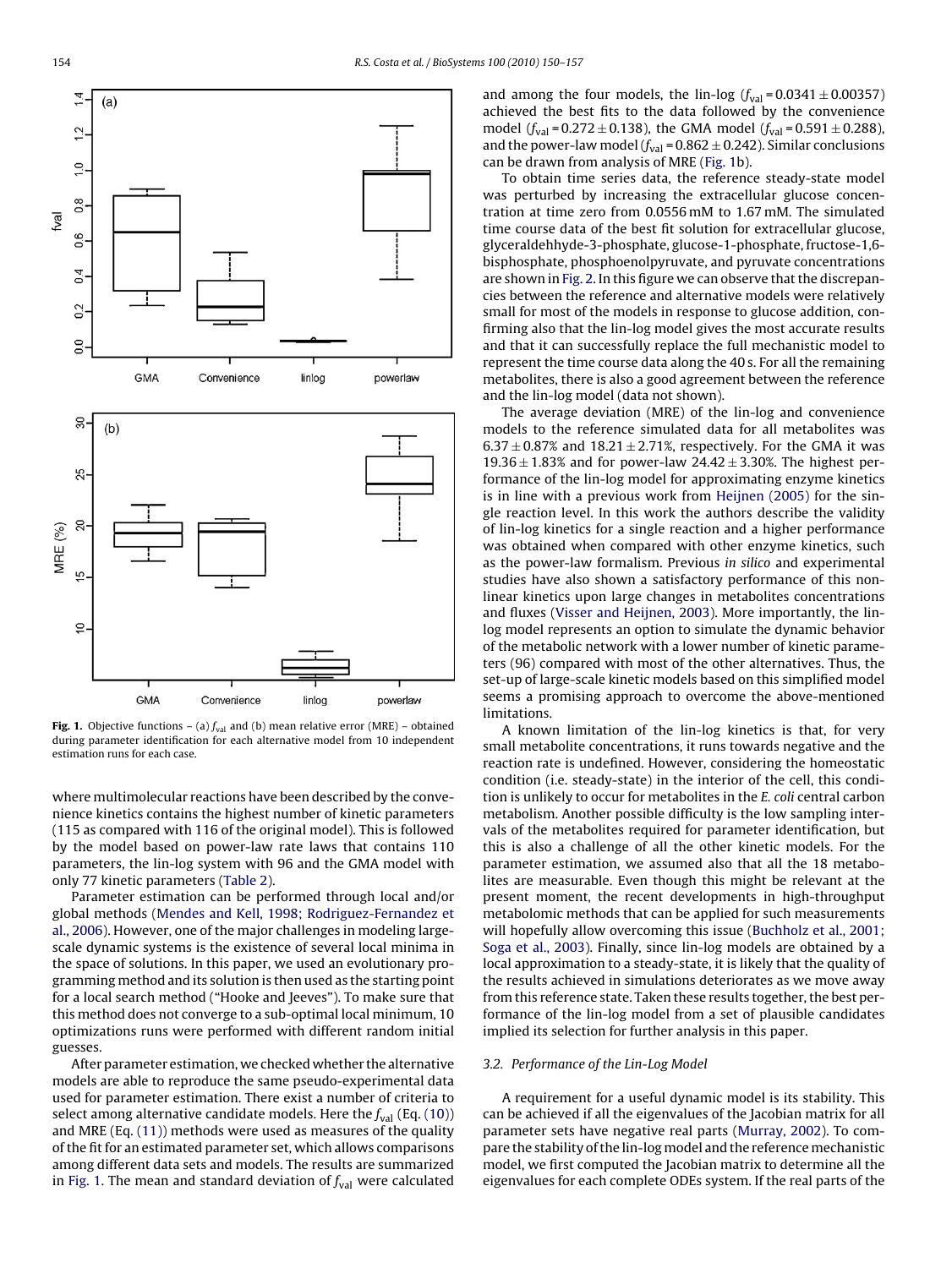Fig. 1. Objective functions – (a) $f_{val}$ and (b) mean relative error (MRE) – obtained during parameter identification for each alternative model from 10 independent estimation runs for each case.

where multimolecular reactions have been described by the convenience kinetics contains the highest number of kinetic parameters (115 as compared with 116 of the original model). This is followed by the model based on power-law rate laws that contains 110 parameters, the lin-log system with 96 and the GMA model with only 77 kinetic parameters (Table 2).

Parameter estimation can be performed through local and/or global methods (Mendes and Kell, 1998; Rodriguez-Fernandez et al., 2006). However, one of the major challenges in modeling large-scale dynamic systems is the existence of several local minima in the space of solutions. In this paper, we used an evolutionary programming method and its solution is then used as the starting point for a local search method ("Hooke and Jeeves"). To make sure that this method does not converge to a sub-optimal local minimum, 10 optimizations runs were performed with different random initial guesses.

After parameter estimation, we checked whether the alternative models are able to reproduce the same pseudo-experimental data used for parameter estimation. There exist a number of criteria to select among alternative candidate models. Here the $f_{val}$ (Eq. (10)) and MRE (Eq. (11)) methods were used as measures of the quality of the fit for an estimated parameter set, which allows comparisons among different data sets and models. The results are summarized in Fig. 1. The mean and standard deviation of $f_{val}$ were calculated and among the four models, the lin-log ($f_{val} = 0.0341 \pm 0.00357$) achieved the best fits to the data followed by the convenience model ($f_{val} = 0.272 \pm 0.138$), the GMA model ($f_{val} = 0.591 \pm 0.288$), and the power-law model ($f_{val} = 0.862 \pm 0.242$). Similar conclusions can be drawn from analysis of MRE (Fig. 1b).

To obtain time series data, the reference steady-state model was perturbed by increasing the extracellular glucose concentration at time zero from 0.0556 mM to 1.67 mM. The simulated time course data of the best fit solution for extracellular glucose, glyceraldehhyde-3-phosphate, glucose-1-phosphate, fructose-1,6-bisphosphate, phosphoenolpyruvate, and pyruvate concentrations are shown in Fig. 2. In this figure we can observe that the discrepancies between the reference and alternative models were relatively small for most of the models in response to glucose addition, confirming also that the lin-log model gives the most accurate results and that it can successfully replace the full mechanistic model to represent the time course data along the 40 s. For all the remaining metabolites, there is also a good agreement between the reference and the lin-log model (data not shown).

The average deviation (MRE) of the lin-log and convenience models to the reference simulated data for all metabolites was $6.37 \pm 0.87\%$ and $18.21 \pm 2.71\%$, respectively. For the GMA it was $19.36 \pm 1.83\%$ and for power-law $24.42 \pm 3.30\%$. The highest performance of the lin-log model for approximating enzyme kinetics is in line with a previous work from Heijnen (2005) for the single reaction level. In this work the authors describe the validity of lin-log kinetics for a single reaction and a higher performance was obtained when compared with other enzyme kinetics, such as the power-law formalism. Previous *in silico* and experimental studies have also shown a satisfactory performance of this nonlinear kinetics upon large changes in metabolites concentrations and fluxes (Visser and Heijnen, 2003). More importantly, the lin-log model represents an option to simulate the dynamic behavior of the metabolic network with a lower number of kinetic parameters (96) compared with most of the other alternatives. Thus, the set-up of large-scale kinetic models based on this simplified model seems a promising approach to overcome the above-mentioned limitations.

A known limitation of the lin-log kinetics is that, for very small metabolite concentrations, it runs towards negative and the reaction rate is undefined. However, considering the homeostatic condition (i.e. steady-state) in the interior of the cell, this condition is unlikely to occur for metabolites in the *E. coli* central carbon metabolism. Another possible difficulty is the low sampling intervals of the metabolites required for parameter identification, but this is also a challenge of all the other kinetic models. For the parameter estimation, we assumed also that all the 18 metabolites are measurable. Even though this might be relevant at the present moment, the recent developments in high-throughput metabolomic methods that can be applied for such measurements will hopefully allow overcoming this issue (Buchholz et al., 2001; Soga et al., 2003). Finally, since lin-log models are obtained by a local approximation to a steady-state, it is likely that the quality of the results achieved in simulations deteriorates as we move away from this reference state. Taken these results together, the best performance of the lin-log model from a set of plausible candidates implied its selection for further analysis in this paper.

### 3.2. Performance of the Lin-Log Model

A requirement for a useful dynamic model is its stability. This can be achieved if all the eigenvalues of the Jacobian matrix for all parameter sets have negative real parts (Murray, 2002). To compare the stability of the lin-log model and the reference mechanistic model, we first computed the Jacobian matrix to determine all the eigenvalues for each complete ODEs system. If the real parts of the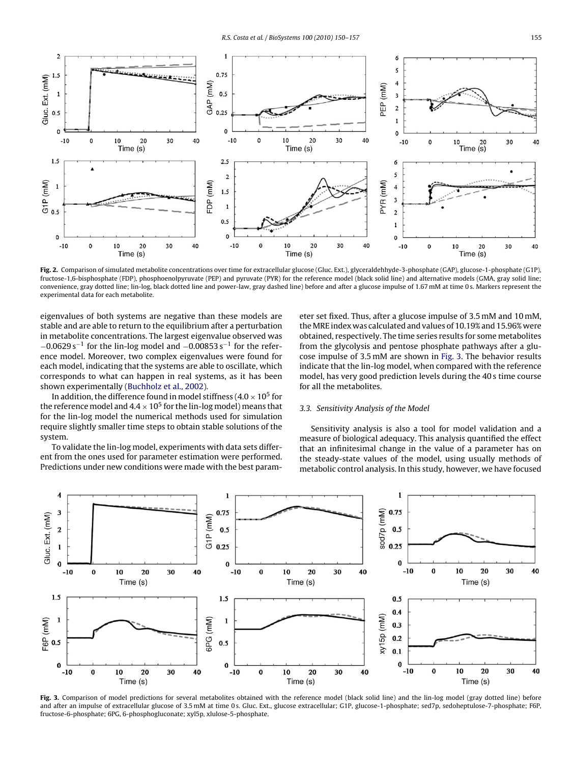**Fig. 2.** Comparison of simulated metabolite concentrations over time for extracellular glucose (Gluc. Ext.), glyceraldehyde-3-phosphate (GAP), glucose-1-phosphate (G1P), fructose-1,6-bisphosphate (FDP), phosphoenolpyruvate (PEP) and pyruvate (PYR) for the reference model (black solid line) and alternative models (GMA, gray solid line; convenience, gray dotted line; lin-log, black dotted line and power-law, gray dashed line) before and after a glucose impulse of 1.67 mM at time 0 s. Markers represent the experimental data for each metabolite.

eigenvalues of both systems are negative than these models are stable and are able to return to the equilibrium after a perturbation in metabolite concentrations. The largest eigenvalue observed was $-0.0629\,s^{-1}$ for the lin-log model and $-0.00853\,s^{-1}$ for the reference model. Moreover, two complex eigenvalues were found for each model, indicating that the systems are able to oscillate, which corresponds to what can happen in real systems, as it has been shown experimentally (Buchholz et al., 2002).

In addition, the difference found in model stiffness ($4.0 \times 10^5$ for the reference model and $4.4 \times 10^5$ for the lin-log model) means that for the lin-log model the numerical methods used for simulation require slightly smaller time steps to obtain stable solutions of the system.

To validate the lin-log model, experiments with data sets different from the ones used for parameter estimation were performed. Predictions under new conditions were made with the best parameter set fixed. Thus, after a glucose impulse of 3.5 mM and 10 mM, the MRE index was calculated and values of 10.19% and 15.96% were obtained, respectively. The time series results for some metabolites from the glycolysis and pentose phosphate pathways after a glucose impulse of 3.5 mM are shown in Fig. 3. The behavior results indicate that the lin-log model, when compared with the reference model, has very good prediction levels during the 40 s time course for all the metabolites.

### 3.3. Sensitivity Analysis of the Model

Sensitivity analysis is also a tool for model validation and a measure of biological adequacy. This analysis quantified the effect that an infinitesimal change in the value of a parameter has on the steady-state values of the model, using usually methods of metabolic control analysis. In this study, however, we have focused

**Fig. 3.** Comparison of model predictions for several metabolites obtained with the reference model (black solid line) and the lin-log model (gray dotted line) before and after an impulse of extracellular glucose of 3.5 mM at time 0 s. Gluc. Ext., glucose extracellular; G1P, glucose-1-phosphate; sed7p, sedoheptulose-7-phosphate; F6P, fructose-6-phosphate; 6PG, 6-phosphogluconate; xyl5p, xlulose-5-phosphate.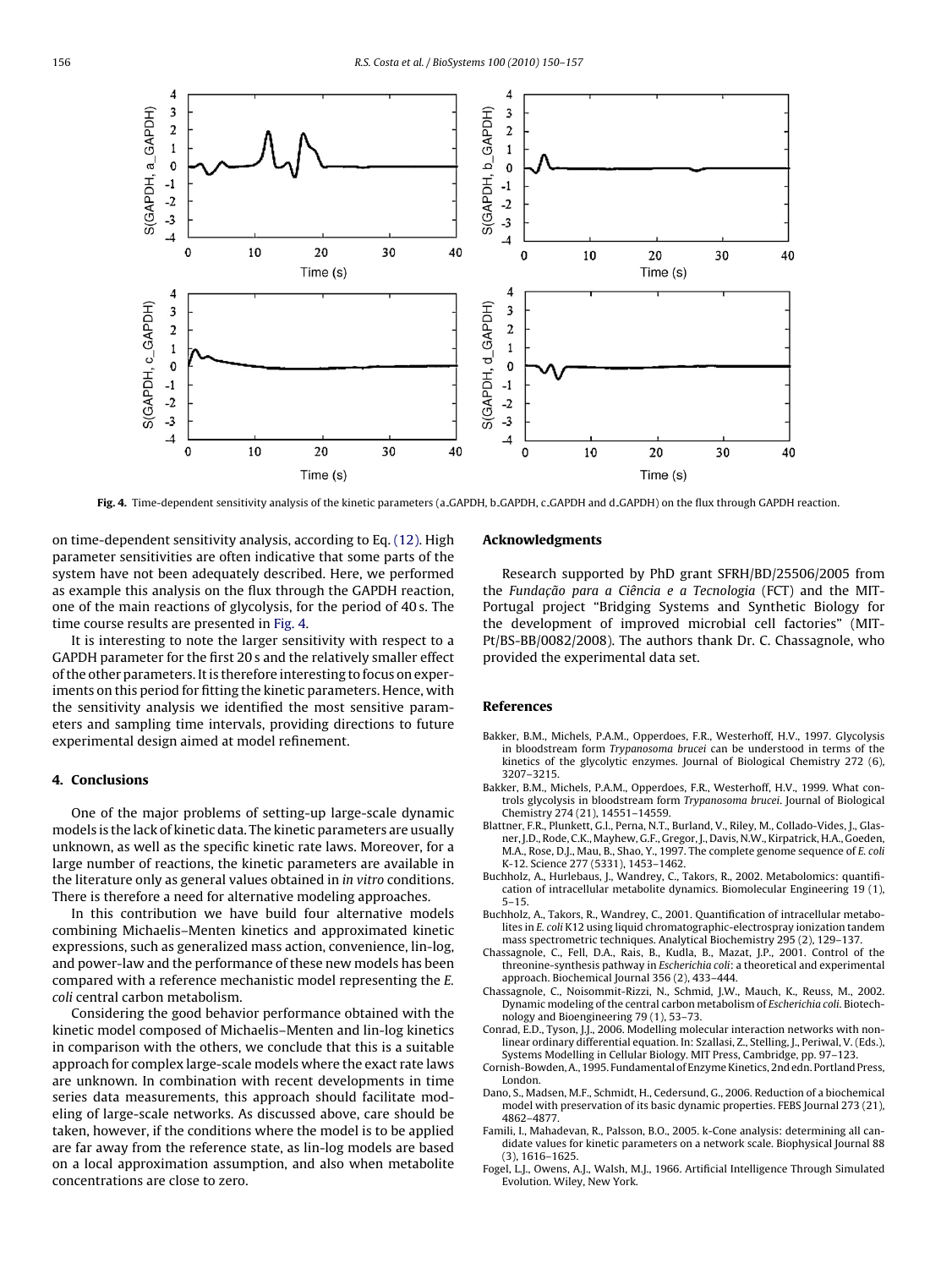S(GAPDH, a_GAPDH)
4
3
2
1
0
-1
-2
-3
-4
0 10 20 30 40
Time (s)

S(GAPDH, b_GAPDH)
4
3
2
1
0
-1
-2
-3
-4
0 10 20 30 40
Time (s)

S(GAPDH, c_GAPDH)
4
3
2
1
0
-1
-2
-3
-4
0 10 20 30 40
Time (s)

S(GAPDH, d_GAPDH)
4
3
2
1
0
-1
-2
-3
-4
0 10 20 30 40
Time (s)

**Fig. 4.** Time-dependent sensitivity analysis of the kinetic parameters (a_GAPDH, b_GAPDH, c_GAPDH and d_GAPDH) on the flux through GAPDH reaction.

on time-dependent sensitivity analysis, according to Eq. (12). High parameter sensitivities are often indicative that some parts of the system have not been adequately described. Here, we performed as example this analysis on the flux through the GAPDH reaction, one of the main reactions of glycolysis, for the period of 40 s. The time course results are presented in Fig. 4.

It is interesting to note the larger sensitivity with respect to a GAPDH parameter for the first 20 s and the relatively smaller effect of the other parameters. It is therefore interesting to focus on experiments on this period for fitting the kinetic parameters. Hence, with the sensitivity analysis we identified the most sensitive parameters and sampling time intervals, providing directions to future experimental design aimed at model refinement.

## 4. Conclusions

One of the major problems of setting-up large-scale dynamic models is the lack of kinetic data. The kinetic parameters are usually unknown, as well as the specific kinetic rate laws. Moreover, for a large number of reactions, the kinetic parameters are available in the literature only as general values obtained in *in vitro* conditions. There is therefore a need for alternative modeling approaches.

In this contribution we have build four alternative models combining Michaelis–Menten kinetics and approximated kinetic expressions, such as generalized mass action, convenience, lin-log, and power-law and the performance of these new models has been compared with a reference mechanistic model representing the *E. coli* central carbon metabolism.

Considering the good behavior performance obtained with the kinetic model composed of Michaelis–Menten and lin-log kinetics in comparison with the others, we conclude that this is a suitable approach for complex large-scale models where the exact rate laws are unknown. In combination with recent developments in time series data measurements, this approach should facilitate modeling of large-scale networks. As discussed above, care should be taken, however, if the conditions where the model is to be applied are far away from the reference state, as lin-log models are based on a local approximation assumption, and also when metabolite concentrations are close to zero.

## Acknowledgments

Research supported by PhD grant SFRH/BD/25506/2005 from the *Fundação para a Ciência e a Tecnologia* (FCT) and the MIT-Portugal project "Bridging Systems and Synthetic Biology for the development of improved microbial cell factories" (MIT-Pt/BS-BB/0082/2008). The authors thank Dr. C. Chassagnole, who provided the experimental data set.

## References

Bakker, B.M., Michels, P.A.M., Opperdoes, F.R., Westerhoff, H.V., 1997. Glycolysis in bloodstream form *Trypanosoma brucei* can be understood in terms of the kinetics of the glycolytic enzymes. Journal of Biological Chemistry 272 (6), 3207–3215.

Bakker, B.M., Michels, P.A.M., Opperdoes, F.R., Westerhoff, H.V., 1999. What controls glycolysis in bloodstream form *Trypanosoma brucei*. Journal of Biological Chemistry 274 (21), 14551–14559.

Blattner, F.R., Plunkett, G.I., Perna, N.T., Burland, V., Riley, M., Collado-Vides, J., Glasner, J.D., Rode, C.K., Mayhew, G.F., Gregor, J., Davis, N.W., Kirpatrick, H.A., Goeden, M.A., Rose, D.J., Mau, B., Shao, Y., 1997. The complete genome sequence of *E. coli* K-12. Science 277 (5331), 1453–1462.

Buchholz, A., Hurlebaus, J., Wandrey, C., Takors, R., 2002. Metabolomics: quantification of intracellular metabolite dynamics. Biomolecular Engineering 19 (1), 5–15.

Buchholz, A., Takors, R., Wandrey, C., 2001. Quantification of intracellular metabolites in *E. coli* K12 using liquid chromatographic-electrospray ionization tandem mass spectrometric techniques. Analytical Biochemistry 295 (2), 129–137.

Chassagnole, C., Fell, D.A., Rais, B., Kudla, B., Mazat, J.P., 2001. Control of the threonine-synthesis pathway in *Escherichia coli*: a theoretical and experimental approach. Biochemical Journal 356 (2), 433–444.

Chassagnole, C., Noisommit-Rizzi, N., Schmid, J.W., Mauch, K., Reuss, M., 2002. Dynamic modeling of the central carbon metabolism of *Escherichia coli*. Biotechnology and Bioengineering 79 (1), 53–73.

Conrad, E.D., Tyson, J.J., 2006. Modelling molecular interaction networks with non-linear ordinary differential equation. In: Szallasi, Z., Stelling, J., Periwal, V. (Eds.), Systems Modelling in Cellular Biology. MIT Press, Cambridge, pp. 97–123.

Cornish-Bowden, A., 1995. Fundamental of Enzyme Kinetics, 2nd edn. Portland Press, London.

Dano, S., Madsen, M.F., Schmidt, H., Cedersund, G., 2006. Reduction of a biochemical model with preservation of its basic dynamic properties. FEBS Journal 273 (21), 4862–4877.

Famili, I., Mahadevan, R., Palsson, B.O., 2005. k-Cone analysis: determining all candidate values for kinetic parameters on a network scale. Biophysical Journal 88 (3), 1616–1625.

Fogel, L.J., Owens, A.J., Walsh, M.J., 1966. Artificial Intelligence Through Simulated Evolution. Wiley, New York.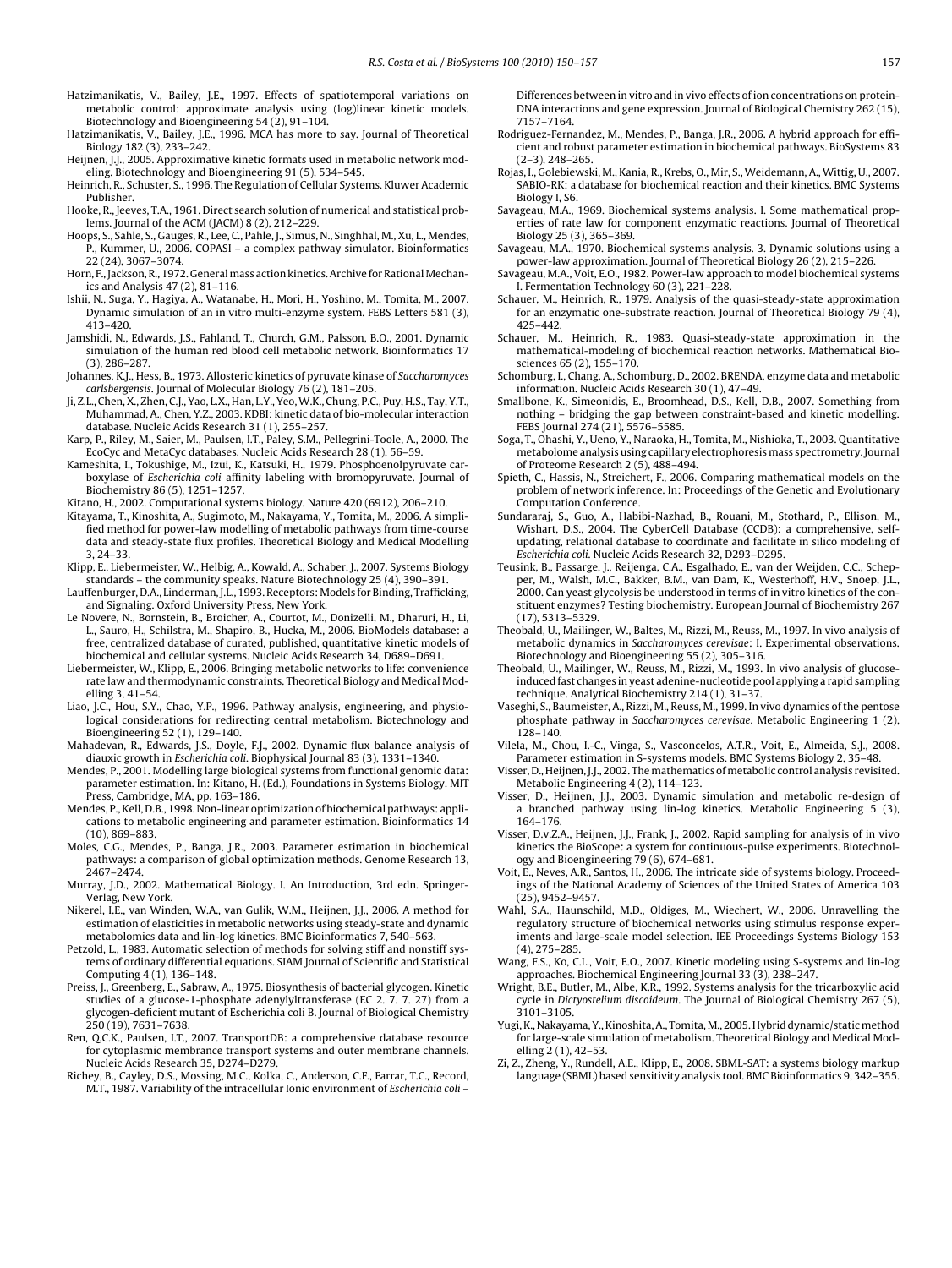Hatzimanikatis, V., Bailey, J.E., 1997. Effects of spatiotemporal variations on metabolic control: approximate analysis using (log)linear kinetic models. Biotechnology and Bioengineering 54 (2), 91–104.

Hatzimanikatis, V., Bailey, J.E., 1996. MCA has more to say. Journal of Theoretical Biology 182 (3), 233–242.

Heijnen, J.J., 2005. Approximative kinetic formats used in metabolic network modeling. Biotechnology and Bioengineering 91 (5), 534–545.

Heinrich, R., Schuster, S., 1996. The Regulation of Cellular Systems. Kluwer Academic Publisher.

Hooke, R., Jeeves, T.A., 1961. Direct search solution of numerical and statistical problems. Journal of the ACM (JACM) 8 (2), 212–229.

Hoops, S., Sahle, S., Gauges, R., Lee, C., Pahle, J., Simus, N., Singhhal, M., Xu, L., Mendes, P., Kummer, U., 2006. COPASI – a complex pathway simulator. Bioinformatics 22 (24), 3067–3074.

Horn, F., Jackson, R., 1972. General mass action kinetics. Archive for Rational Mechanics and Analysis 47 (2), 81–116.

Ishii, N., Suga, Y., Hagiya, A., Watanabe, H., Mori, H., Yoshino, M., Tomita, M., 2007. Dynamic simulation of an in vitro multi-enzyme system. FEBS Letters 581 (3), 413–420.

Jamshidi, N., Edwards, J.S., Fahland, T., Church, G.M., Palsson, B.O., 2001. Dynamic simulation of the human red blood cell metabolic network. Bioinformatics 17 (3), 286–287.

Johannes, K.J., Hess, B., 1973. Allosteric kinetics of pyruvate kinase of *Saccharomyces carlsbergensis*. Journal of Molecular Biology 76 (2), 181–205.

Ji, Z.L., Chen, X., Zhen, C.J., Yao, L.X., Han, L.Y., Yeo, W.K., Chung, P.C., Puy, H.S., Tay, Y.T., Muhammad, A., Chen, Y.Z., 2003. KDBI: kinetic data of bio-molecular interaction database. Nucleic Acids Research 31 (1), 255–257.

Karp, P., Riley, M., Saier, M., Paulsen, I.T., Paley, S.M., Pellegrini-Toole, A., 2000. The EcoCyc and MetaCyc databases. Nucleic Acids Research 28 (1), 56–59.

Kameshita, I., Tokushige, M., Izui, K., Katsuki, H., 1979. Phosphoenolpyruvate carboxylase of *Escherichia coli* affinity labeling with bromopyruvate. Journal of Biochemistry 86 (5), 1251–1257.

Kitano, H., 2002. Computational systems biology. Nature 420 (6912), 206–210.

Kitayama, T., Kinoshita, A., Sugimoto, M., Nakayama, Y., Tomita, M., 2006. A simplified method for power-law modelling of metabolic pathways from time-course data and steady-state flux profiles. Theoretical Biology and Medical Modelling 3, 24–33.

Klipp, E., Liebermeister, W., Helbig, A., Kowald, A., Schaber, J., 2007. Systems Biology standards – the community speaks. Nature Biotechnology 25 (4), 390–391.

Lauffenburger, D.A., Linderman, J.L., 1993. Receptors: Models for Binding, Trafficking, and Signaling. Oxford University Press, New York.

Le Novere, N., Bornstein, B., Broicher, A., Courtot, M., Donizelli, M., Dharuri, H., Li, L., Sauro, H., Schilstra, M., Shapiro, B., Hucka, M., 2006. BioModels database: a free, centralized database of curated, published, quantitative kinetic models of biochemical and cellular systems. Nucleic Acids Research 34, D689–D691.

Liebermeister, W., Klipp, E., 2006. Bringing metabolic networks to life: convenience rate law and thermodynamic constraints. Theoretical Biology and Medical Modelling 3, 41–54.

Liao, J.C., Hou, S.Y., Chao, Y.P., 1996. Pathway analysis, engineering, and physiological considerations for redirecting central metabolism. Biotechnology and Bioengineering 52 (1), 129–140.

Mahadevan, R., Edwards, J.S., Doyle, F.J., 2002. Dynamic flux balance analysis of diauxic growth in *Escherichia coli*. Biophysical Journal 83 (3), 1331–1340.

Mendes, P., 2001. Modelling large biological systems from functional genomic data: parameter estimation. In: Kitano, H. (Ed.), Foundations in Systems Biology. MIT Press, Cambridge, MA, pp. 163–186.

Mendes, P., Kell, D.B., 1998. Non-linear optimization of biochemical pathways: applications to metabolic engineering and parameter estimation. Bioinformatics 14 (10), 869–883.

Moles, C.G., Mendes, P., Banga, J.R., 2003. Parameter estimation in biochemical pathways: a comparison of global optimization methods. Genome Research 13, 2467–2474.

Murray, J.D., 2002. Mathematical Biology. I. An Introduction, 3rd edn. Springer-Verlag, New York.

Nikerel, I.E., van Winden, W.A., van Gulik, W.M., Heijnen, J.J., 2006. A method for estimation of elasticities in metabolic networks using steady-state and dynamic metabolomics data and lin-log kinetics. BMC Bioinformatics 7, 540–563.

Petzold, L., 1983. Automatic selection of methods for solving stiff and nonstiff systems of ordinary differential equations. SIAM Journal of Scientific and Statistical Computing 4 (1), 136–148.

Preiss, J., Greenberg, E., Sabraw, A., 1975. Biosynthesis of bacterial glycogen. Kinetic studies of a glucose-1-phosphate adenylyltransferase (EC 2. 7. 7. 27) from a glycogen-deficient mutant of Escherichia coli B. Journal of Biological Chemistry 250 (19), 7631–7638.

Ren, Q.C.K., Paulsen, I.T., 2007. TransportDB: a comprehensive database resource for cytoplasmic membrane transport systems and outer membrane channels. Nucleic Acids Research 35, D274–D279.

Richey, B., Cayley, D.S., Mossing, M.C., Kolka, C., Anderson, C.F., Farrar, T.C., Record, M.T., 1987. Variability of the intracellular Ionic environment of *Escherichia coli* – Differences between in vitro and in vivo effects of ion concentrations on protein-DNA interactions and gene expression. Journal of Biological Chemistry 262 (15), 7157–7164.

Rodriguez-Fernandez, M., Mendes, P., Banga, J.R., 2006. A hybrid approach for efficient and robust parameter estimation in biochemical pathways. BioSystems 83 (2–3), 248–265.

Rojas, I., Golebiewski, M., Kania, R., Krebs, O., Mir, S., Weidemann, A., Wittig, U., 2007. SABIO-RK: a database for biochemical reaction and their kinetics. BMC Systems Biology I, S6.

Savageau, M.A., 1969. Biochemical systems analysis. I. Some mathematical properties of rate law for component enzymatic reactions. Journal of Theoretical Biology 25 (3), 365–369.

Savageau, M.A., 1970. Biochemical systems analysis. 3. Dynamic solutions using a power-law approximation. Journal of Theoretical Biology 26 (2), 215–226.

Savageau, M.A., Voit, E.O., 1982. Power-law approach to model biochemical systems I. Fermentation Technology 60 (3), 221–228.

Schauer, M., Heinrich, R., 1979. Analysis of the quasi-steady-state approximation for an enzymatic one-substrate reaction. Journal of Theoretical Biology 79 (4), 425–442.

Schauer, M., Heinrich, R., 1983. Quasi-steady-state approximation in the mathematical-modeling of biochemical reaction networks. Mathematical Biosciences 65 (2), 155–170.

Schomburg, I., Chang, A., Schomburg, D., 2002. BRENDA, enzyme data and metabolic information. Nucleic Acids Research 30 (1), 47–49.

Smallbone, K., Simeonidis, E., Broomhead, D.S., Kell, D.B., 2007. Something from nothing – bridging the gap between constraint-based and kinetic modelling. FEBS Journal 274 (21), 5576–5585.

Soga, T., Ohashi, Y., Ueno, Y., Naraoka, H., Tomita, M., Nishioka, T., 2003. Quantitative metabolome analysis using capillary electrophoresis mass spectrometry. Journal of Proteome Research 2 (5), 488–494.

Spieth, C., Hassis, N., Streichert, F., 2006. Comparing mathematical models on the problem of network inference. In: Proceedings of the Genetic and Evolutionary Computation Conference.

Sundararaj, S., Guo, A., Habibi-Nazhad, B., Rouani, M., Stothard, P., Ellison, M., Wishart, D.S., 2004. The CyberCell Database (CCDB): a comprehensive, self-updating, relational database to coordinate and facilitate in silico modeling of *Escherichia coli*. Nucleic Acids Research 32, D293–D295.

Teusink, B., Passarge, J., Reijenga, C.A., Esgalhado, E., van der Weijden, C.C., Schepper, M., Walsh, M.C., Bakker, B.M., van Dam, K., Westerhoff, H.V., Snoep, J.L., 2000. Can yeast glycolysis be understood in terms of in vitro kinetics of the constituent enzymes? Testing biochemistry. European Journal of Biochemistry 267 (17), 5313–5329.

Theobald, U., Mailinger, W., Baltes, M., Rizzi, M., Reuss, M., 1997. In vivo analysis of metabolic dynamics in *Saccharomyces cerevisae*: I. Experimental observations. Biotechnology and Bioengineering 55 (2), 305–316.

Theobald, U., Mailinger, W., Reuss, M., Rizzi, M., 1993. In vivo analysis of glucose-induced fast changes in yeast adenine-nucleotide pool applying a rapid sampling technique. Analytical Biochemistry 214 (1), 31–37.

Vaseghi, S., Baumeister, A., Rizzi, M., Reuss, M., 1999. In vivo dynamics of the pentose phosphate pathway in *Saccharomyces cerevisae*. Metabolic Engineering 1 (2), 128–140.

Vilela, M., Chou, I.-C., Vinga, S., Vasconcelos, A.T.R., Voit, E., Almeida, S.J., 2008. Parameter estimation in S-systems models. BMC Systems Biology 2, 35–48.

Visser, D., Heijnen, J.J., 2002. The mathematics of metabolic control analysis revisited. Metabolic Engineering 4 (2), 114–123.

Visser, D., Heijnen, J.J., 2003. Dynamic simulation and metabolic re-design of a branched pathway using lin-log kinetics. Metabolic Engineering 5 (3), 164–176.

Visser, D.v.Z.A., Heijnen, J.J., Frank, J., 2002. Rapid sampling for analysis of in vivo kinetics the BioScope: a system for continuous-pulse experiments. Biotechnology and Bioengineering 79 (6), 674–681.

Voit, E., Neves, A.R., Santos, H., 2006. The intricate side of systems biology. Proceedings of the National Academy of Sciences of the United States of America 103 (25), 9452–9457.

Wahl, S.A., Haunschild, M.D., Oldiges, M., Wiechert, W., 2006. Unravelling the regulatory structure of biochemical networks using stimulus response experiments and large-scale model selection. IEE Proceedings Systems Biology 153 (4), 275–285.

Wang, F.S., Ko, C.L., Voit, E.O., 2007. Kinetic modeling using S-systems and lin-log approaches. Biochemical Engineering Journal 33 (3), 238–247.

Wright, B.E., Butler, M., Albe, K.R., 1992. Systems analysis for the tricarboxylic acid cycle in *Dictyostelium discoideum*. The Journal of Biological Chemistry 267 (5), 3101–3105.

Yugi, K., Nakayama, Y., Kinoshita, A., Tomita, M., 2005. Hybrid dynamic/static method for large-scale simulation of metabolism. Theoretical Biology and Medical Modelling 2 (1), 42–53.

Zi, Z., Zheng, Y., Rundell, A.E., Klipp, E., 2008. SBML-SAT: a systems biology markup language (SBML) based sensitivity analysis tool. BMC Bioinformatics 9, 342–355.